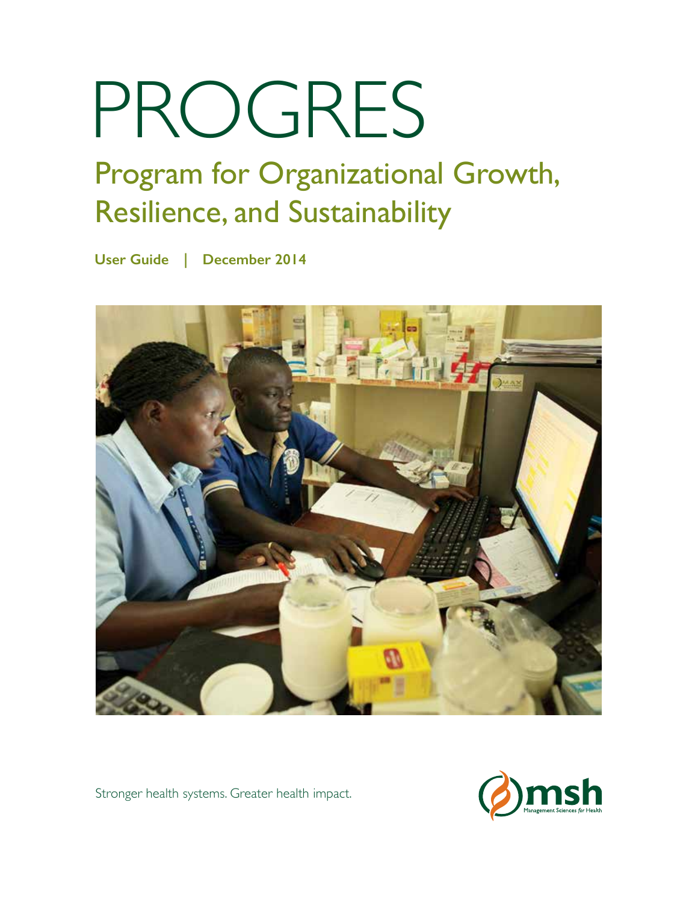# PROGRES

## Program for Organizational Growth, Resilience, and Sustainability

**User Guide | December 2014**

Stronger health systems. Greater health impact.

msh

Management Sciences *for* Health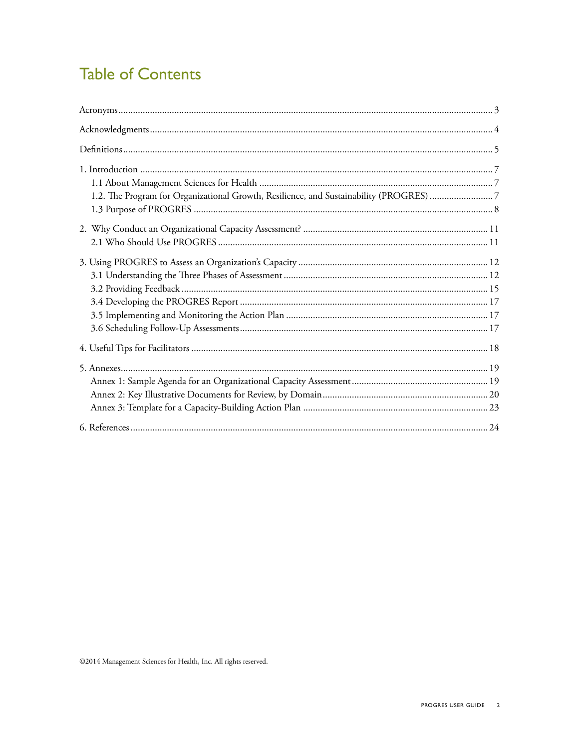# Table of Contents

Acronyms ........ 3

Acknowledgments ........ 4

Definitions ........ 5

1. Introduction ........ 7
   - 1.1 About Management Sciences for Health ........ 7
   - 1.2. The Program for Organizational Growth, Resilience, and Sustainability (PROGRES) ........ 7
   - 1.3 Purpose of PROGRES ........ 8

2. Why Conduct an Organizational Capacity Assessment? ........ 11
   - 2.1 Who Should Use PROGRES ........ 11

3. Using PROGRES to Assess an Organization's Capacity ........ 12
   - 3.1 Understanding the Three Phases of Assessment ........ 12
   - 3.2 Providing Feedback ........ 15
   - 3.4 Developing the PROGRES Report ........ 17
   - 3.5 Implementing and Monitoring the Action Plan ........ 17
   - 3.6 Scheduling Follow-Up Assessments ........ 17

4. Useful Tips for Facilitators ........ 18

5. Annexes ........ 19
   - Annex 1: Sample Agenda for an Organizational Capacity Assessment ........ 19
   - Annex 2: Key Illustrative Documents for Review, by Domain ........ 20
   - Annex 3: Template for a Capacity-Building Action Plan ........ 23

6. References ........ 24

©2014 Management Sciences for Health, Inc. All rights reserved.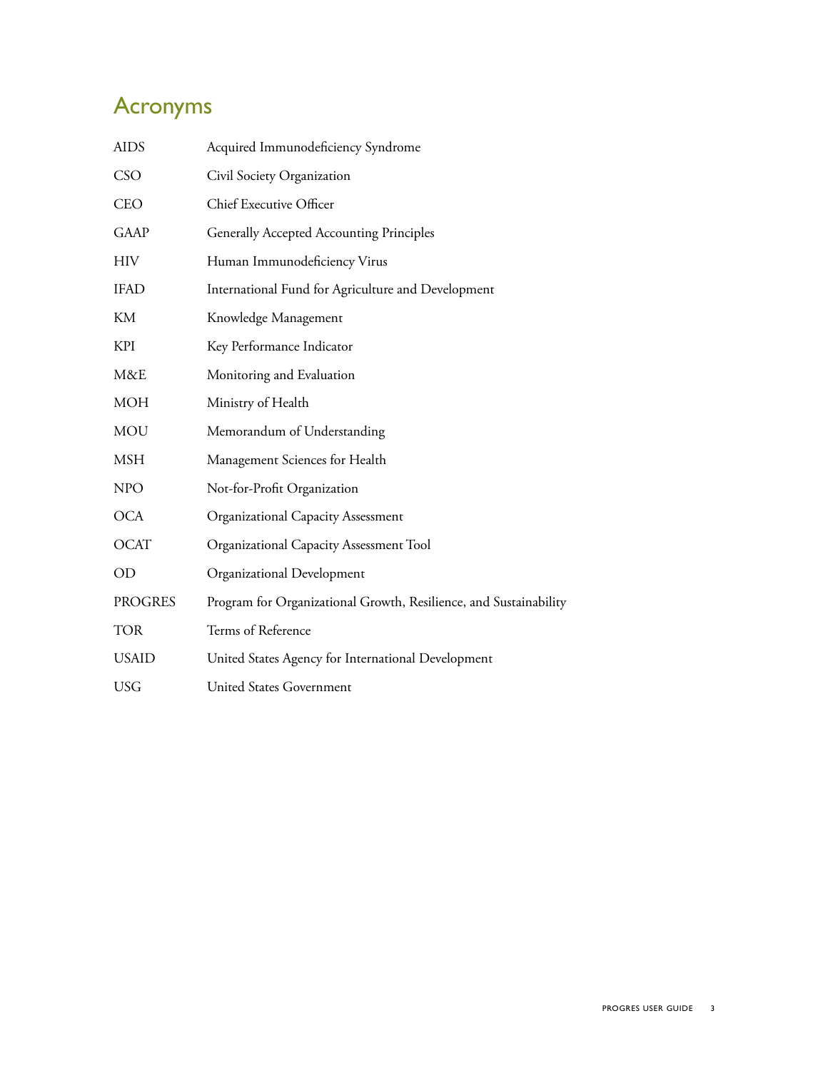# Acronyms

| | |
|---|---|
| AIDS | Acquired Immunodeficiency Syndrome |
| CSO | Civil Society Organization |
| CEO | Chief Executive Officer |
| GAAP | Generally Accepted Accounting Principles |
| HIV | Human Immunodeficiency Virus |
| IFAD | International Fund for Agriculture and Development |
| KM | Knowledge Management |
| KPI | Key Performance Indicator |
| M&E | Monitoring and Evaluation |
| MOH | Ministry of Health |
| MOU | Memorandum of Understanding |
| MSH | Management Sciences for Health |
| NPO | Not-for-Profit Organization |
| OCA | Organizational Capacity Assessment |
| OCAT | Organizational Capacity Assessment Tool |
| OD | Organizational Development |
| PROGRES | Program for Organizational Growth, Resilience, and Sustainability |
| TOR | Terms of Reference |
| USAID | United States Agency for International Development |
| USG | United States Government |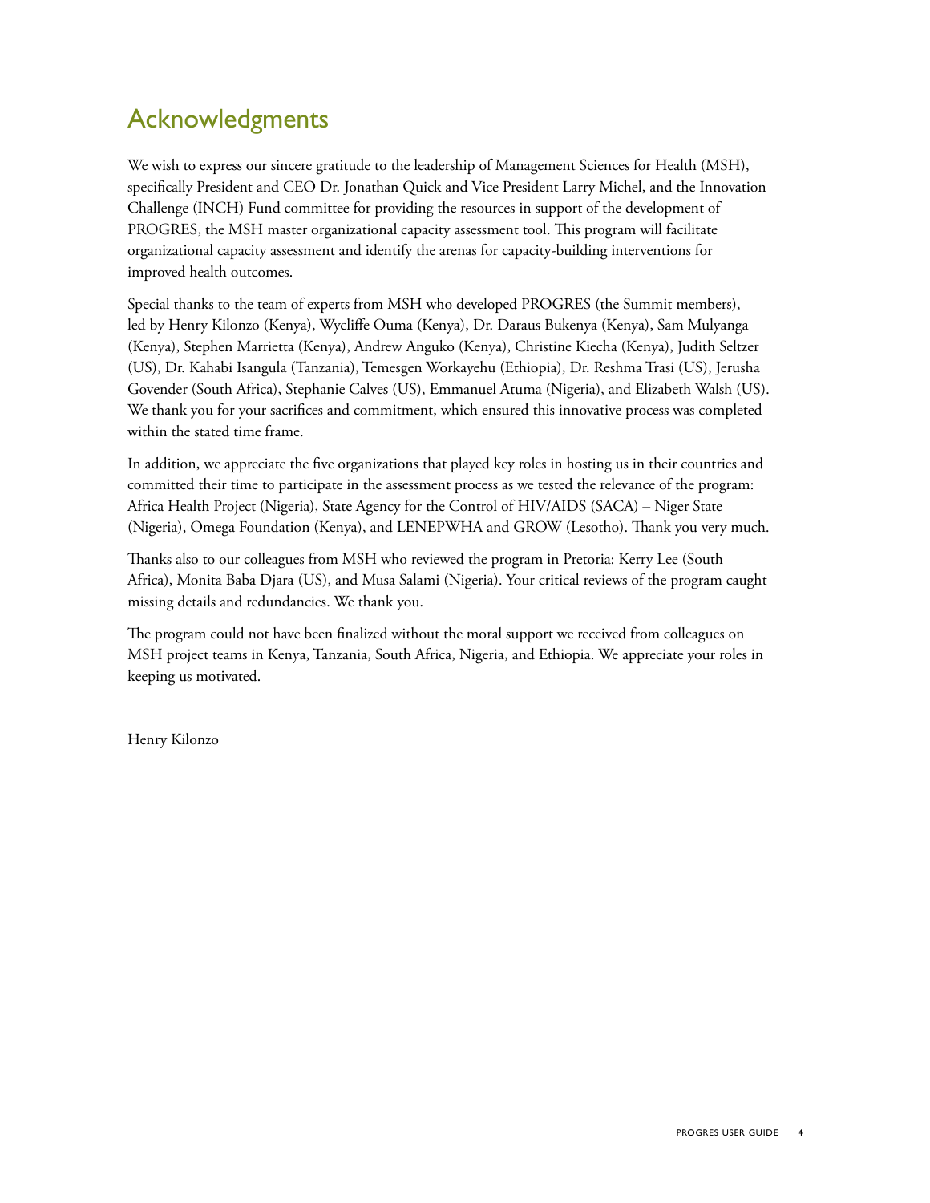# Acknowledgments

We wish to express our sincere gratitude to the leadership of Management Sciences for Health (MSH), specifically President and CEO Dr. Jonathan Quick and Vice President Larry Michel, and the Innovation Challenge (INCH) Fund committee for providing the resources in support of the development of PROGRES, the MSH master organizational capacity assessment tool. This program will facilitate organizational capacity assessment and identify the arenas for capacity-building interventions for improved health outcomes.

Special thanks to the team of experts from MSH who developed PROGRES (the Summit members), led by Henry Kilonzo (Kenya), Wycliffe Ouma (Kenya), Dr. Daraus Bukenya (Kenya), Sam Mulyanga (Kenya), Stephen Marrietta (Kenya), Andrew Anguko (Kenya), Christine Kiecha (Kenya), Judith Seltzer (US), Dr. Kahabi Isangula (Tanzania), Temesgen Workayehu (Ethiopia), Dr. Reshma Trasi (US), Jerusha Govender (South Africa), Stephanie Calves (US), Emmanuel Atuma (Nigeria), and Elizabeth Walsh (US). We thank you for your sacrifices and commitment, which ensured this innovative process was completed within the stated time frame.

In addition, we appreciate the five organizations that played key roles in hosting us in their countries and committed their time to participate in the assessment process as we tested the relevance of the program: Africa Health Project (Nigeria), State Agency for the Control of HIV/AIDS (SACA) – Niger State (Nigeria), Omega Foundation (Kenya), and LENEPWHA and GROW (Lesotho). Thank you very much.

Thanks also to our colleagues from MSH who reviewed the program in Pretoria: Kerry Lee (South Africa), Monita Baba Djara (US), and Musa Salami (Nigeria). Your critical reviews of the program caught missing details and redundancies. We thank you.

The program could not have been finalized without the moral support we received from colleagues on MSH project teams in Kenya, Tanzania, South Africa, Nigeria, and Ethiopia. We appreciate your roles in keeping us motivated.

Henry Kilonzo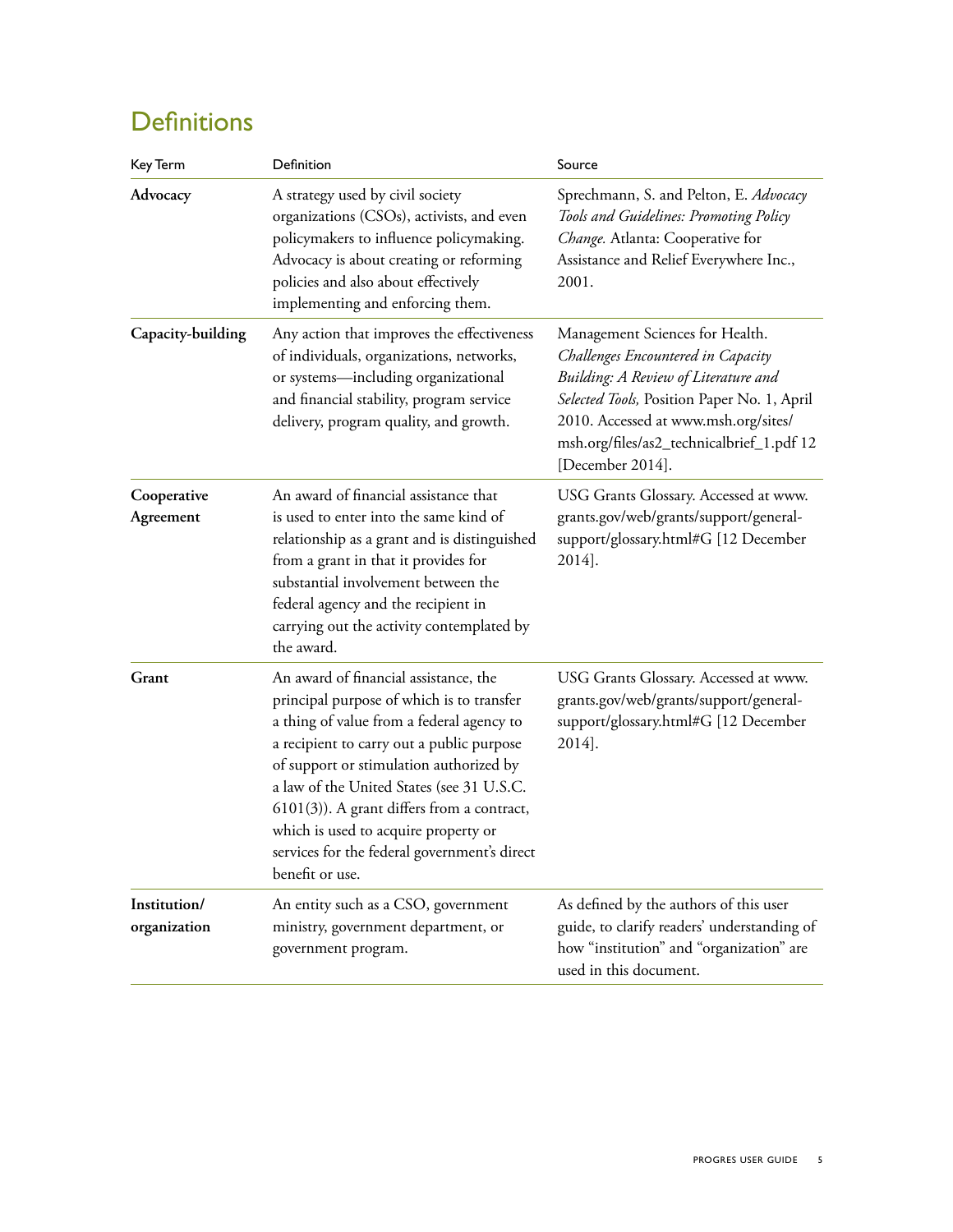## Definitions

| Key Term | Definition | Source |
|---|---|---|
| **Advocacy** | A strategy used by civil society organizations (CSOs), activists, and even policymakers to influence policymaking. Advocacy is about creating or reforming policies and also about effectively implementing and enforcing them. | Sprechmann, S. and Pelton, E. *Advocacy Tools and Guidelines: Promoting Policy Change.* Atlanta: Cooperative for Assistance and Relief Everywhere Inc., 2001. |
| **Capacity-building** | Any action that improves the effectiveness of individuals, organizations, networks, or systems—including organizational and financial stability, program service delivery, program quality, and growth. | Management Sciences for Health. *Challenges Encountered in Capacity Building: A Review of Literature and Selected Tools,* Position Paper No. 1, April 2010. Accessed at www.msh.org/sites/msh.org/files/as2_technicalbrief_1.pdf 12 [December 2014]. |
| **Cooperative Agreement** | An award of financial assistance that is used to enter into the same kind of relationship as a grant and is distinguished from a grant in that it provides for substantial involvement between the federal agency and the recipient in carrying out the activity contemplated by the award. | USG Grants Glossary. Accessed at www.grants.gov/web/grants/support/general-support/glossary.html#G [12 December 2014]. |
| **Grant** | An award of financial assistance, the principal purpose of which is to transfer a thing of value from a federal agency to a recipient to carry out a public purpose of support or stimulation authorized by a law of the United States (see 31 U.S.C. 6101(3)). A grant differs from a contract, which is used to acquire property or services for the federal government's direct benefit or use. | USG Grants Glossary. Accessed at www.grants.gov/web/grants/support/general-support/glossary.html#G [12 December 2014]. |
| **Institution/ organization** | An entity such as a CSO, government ministry, government department, or government program. | As defined by the authors of this user guide, to clarify readers' understanding of how "institution" and "organization" are used in this document. |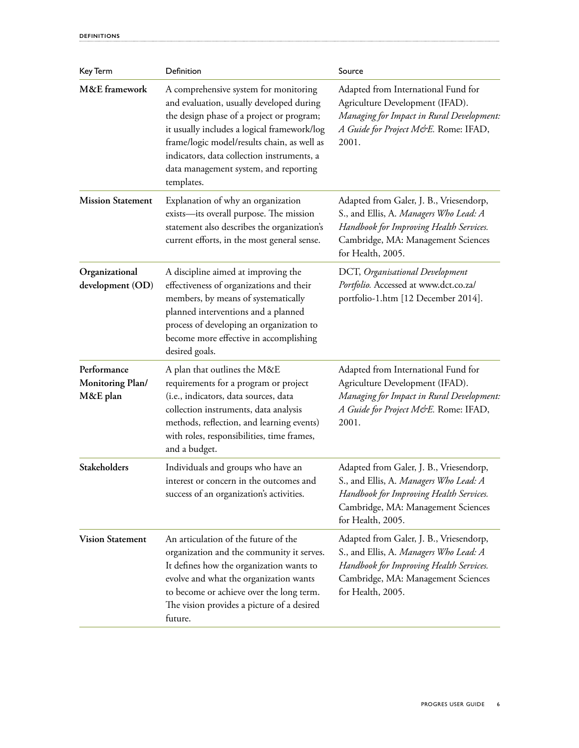| Key Term | Definition | Source |
|---|---|---|
| **M&E framework** | A comprehensive system for monitoring and evaluation, usually developed during the design phase of a project or program; it usually includes a logical framework/log frame/logic model/results chain, as well as indicators, data collection instruments, a data management system, and reporting templates. | Adapted from International Fund for Agriculture Development (IFAD). *Managing for Impact in Rural Development: A Guide for Project M&E.* Rome: IFAD, 2001. |
| **Mission Statement** | Explanation of why an organization exists—its overall purpose. The mission statement also describes the organization's current efforts, in the most general sense. | Adapted from Galer, J. B., Vriesendorp, S., and Ellis, A. *Managers Who Lead: A Handbook for Improving Health Services.* Cambridge, MA: Management Sciences for Health, 2005. |
| **Organizational development (OD)** | A discipline aimed at improving the effectiveness of organizations and their members, by means of systematically planned interventions and a planned process of developing an organization to become more effective in accomplishing desired goals. | DCT, *Organisational Development Portfolio.* Accessed at www.dct.co.za/portfolio-1.htm [12 December 2014]. |
| **Performance Monitoring Plan/ M&E plan** | A plan that outlines the M&E requirements for a program or project (i.e., indicators, data sources, data collection instruments, data analysis methods, reflection, and learning events) with roles, responsibilities, time frames, and a budget. | Adapted from International Fund for Agriculture Development (IFAD). *Managing for Impact in Rural Development: A Guide for Project M&E.* Rome: IFAD, 2001. |
| **Stakeholders** | Individuals and groups who have an interest or concern in the outcomes and success of an organization's activities. | Adapted from Galer, J. B., Vriesendorp, S., and Ellis, A. *Managers Who Lead: A Handbook for Improving Health Services.* Cambridge, MA: Management Sciences for Health, 2005. |
| **Vision Statement** | An articulation of the future of the organization and the community it serves. It defines how the organization wants to evolve and what the organization wants to become or achieve over the long term. The vision provides a picture of a desired future. | Adapted from Galer, J. B., Vriesendorp, S., and Ellis, A. *Managers Who Lead: A Handbook for Improving Health Services.* Cambridge, MA: Management Sciences for Health, 2005. |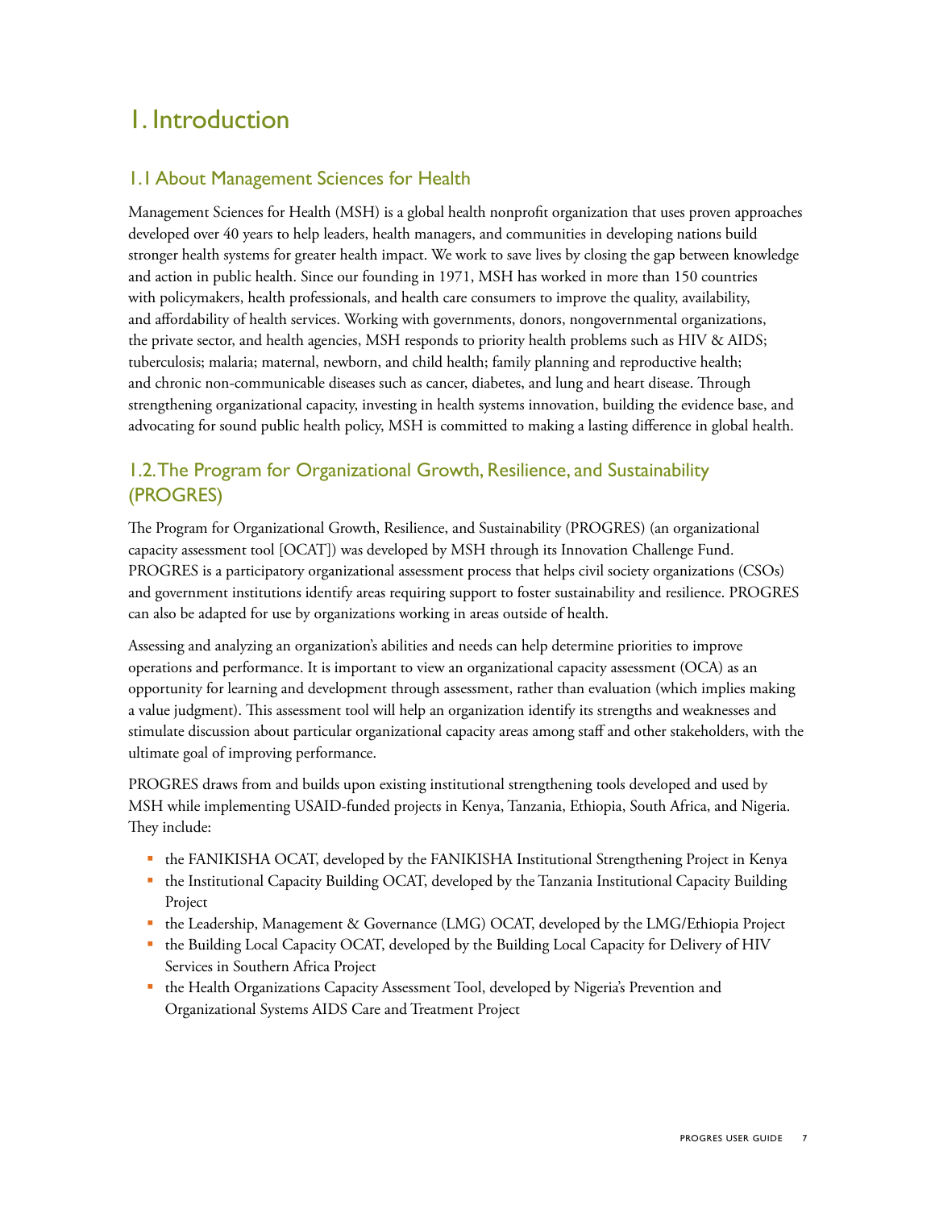# 1. Introduction

## 1.1 About Management Sciences for Health

Management Sciences for Health (MSH) is a global health nonprofit organization that uses proven approaches developed over 40 years to help leaders, health managers, and communities in developing nations build stronger health systems for greater health impact. We work to save lives by closing the gap between knowledge and action in public health. Since our founding in 1971, MSH has worked in more than 150 countries with policymakers, health professionals, and health care consumers to improve the quality, availability, and affordability of health services. Working with governments, donors, nongovernmental organizations, the private sector, and health agencies, MSH responds to priority health problems such as HIV & AIDS; tuberculosis; malaria; maternal, newborn, and child health; family planning and reproductive health; and chronic non-communicable diseases such as cancer, diabetes, and lung and heart disease. Through strengthening organizational capacity, investing in health systems innovation, building the evidence base, and advocating for sound public health policy, MSH is committed to making a lasting difference in global health.

## 1.2. The Program for Organizational Growth, Resilience, and Sustainability (PROGRES)

The Program for Organizational Growth, Resilience, and Sustainability (PROGRES) (an organizational capacity assessment tool [OCAT]) was developed by MSH through its Innovation Challenge Fund. PROGRES is a participatory organizational assessment process that helps civil society organizations (CSOs) and government institutions identify areas requiring support to foster sustainability and resilience. PROGRES can also be adapted for use by organizations working in areas outside of health.

Assessing and analyzing an organization's abilities and needs can help determine priorities to improve operations and performance. It is important to view an organizational capacity assessment (OCA) as an opportunity for learning and development through assessment, rather than evaluation (which implies making a value judgment). This assessment tool will help an organization identify its strengths and weaknesses and stimulate discussion about particular organizational capacity areas among staff and other stakeholders, with the ultimate goal of improving performance.

PROGRES draws from and builds upon existing institutional strengthening tools developed and used by MSH while implementing USAID-funded projects in Kenya, Tanzania, Ethiopia, South Africa, and Nigeria. They include:

- the FANIKISHA OCAT, developed by the FANIKISHA Institutional Strengthening Project in Kenya
- the Institutional Capacity Building OCAT, developed by the Tanzania Institutional Capacity Building Project
- the Leadership, Management & Governance (LMG) OCAT, developed by the LMG/Ethiopia Project
- the Building Local Capacity OCAT, developed by the Building Local Capacity for Delivery of HIV Services in Southern Africa Project
- the Health Organizations Capacity Assessment Tool, developed by Nigeria's Prevention and Organizational Systems AIDS Care and Treatment Project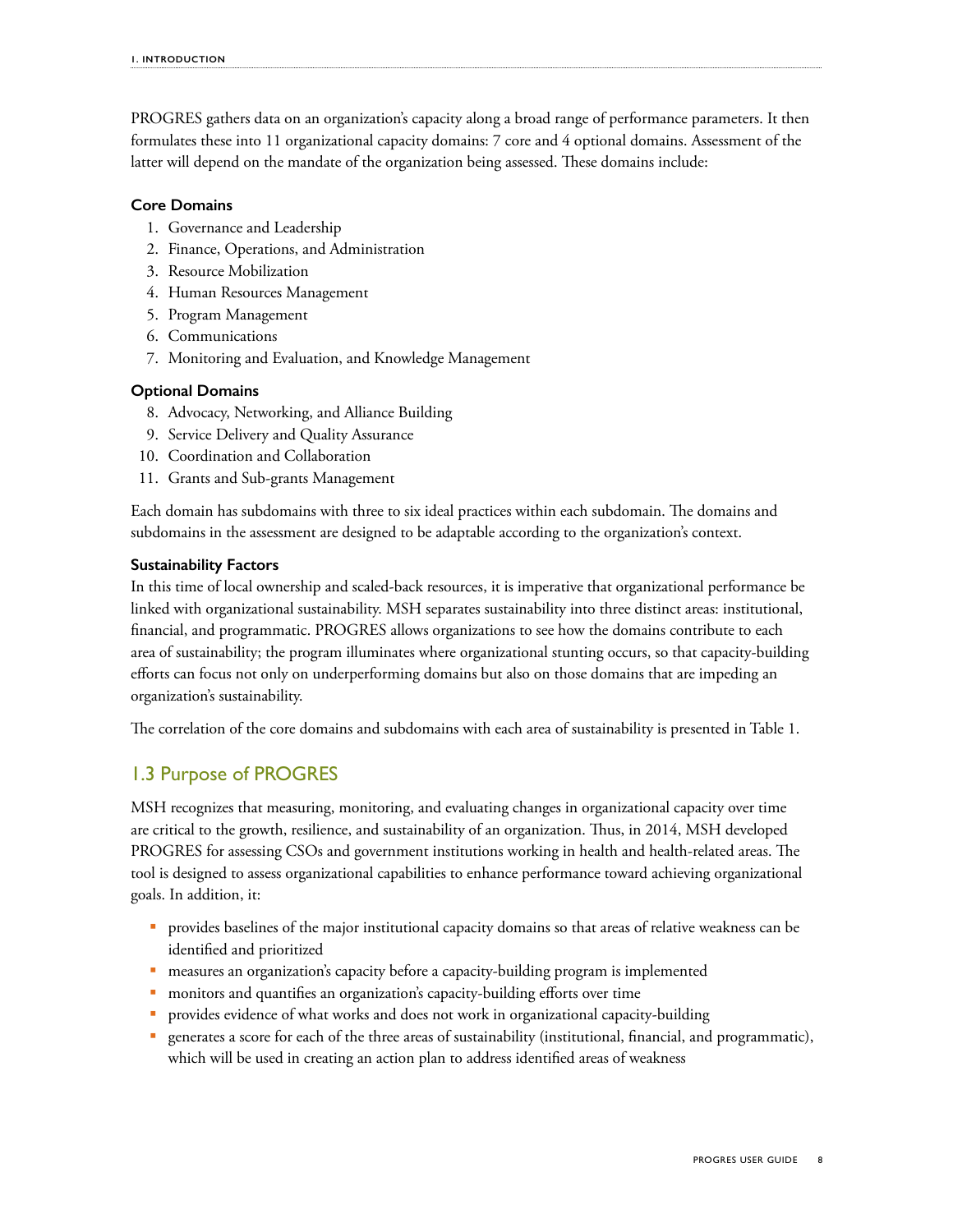PROGRES gathers data on an organization's capacity along a broad range of performance parameters. It then formulates these into 11 organizational capacity domains: 7 core and 4 optional domains. Assessment of the latter will depend on the mandate of the organization being assessed. These domains include:

#### Core Domains

1. Governance and Leadership
2. Finance, Operations, and Administration
3. Resource Mobilization
4. Human Resources Management
5. Program Management
6. Communications
7. Monitoring and Evaluation, and Knowledge Management

#### Optional Domains

8. Advocacy, Networking, and Alliance Building
9. Service Delivery and Quality Assurance
10. Coordination and Collaboration
11. Grants and Sub-grants Management

Each domain has subdomains with three to six ideal practices within each subdomain. The domains and subdomains in the assessment are designed to be adaptable according to the organization's context.

#### Sustainability Factors

In this time of local ownership and scaled-back resources, it is imperative that organizational performance be linked with organizational sustainability. MSH separates sustainability into three distinct areas: institutional, financial, and programmatic. PROGRES allows organizations to see how the domains contribute to each area of sustainability; the program illuminates where organizational stunting occurs, so that capacity-building efforts can focus not only on underperforming domains but also on those domains that are impeding an organization's sustainability.

The correlation of the core domains and subdomains with each area of sustainability is presented in Table 1.

## 1.3 Purpose of PROGRES

MSH recognizes that measuring, monitoring, and evaluating changes in organizational capacity over time are critical to the growth, resilience, and sustainability of an organization. Thus, in 2014, MSH developed PROGRES for assessing CSOs and government institutions working in health and health-related areas. The tool is designed to assess organizational capabilities to enhance performance toward achieving organizational goals. In addition, it:

- provides baselines of the major institutional capacity domains so that areas of relative weakness can be identified and prioritized
- measures an organization's capacity before a capacity-building program is implemented
- monitors and quantifies an organization's capacity-building efforts over time
- provides evidence of what works and does not work in organizational capacity-building
- generates a score for each of the three areas of sustainability (institutional, financial, and programmatic), which will be used in creating an action plan to address identified areas of weakness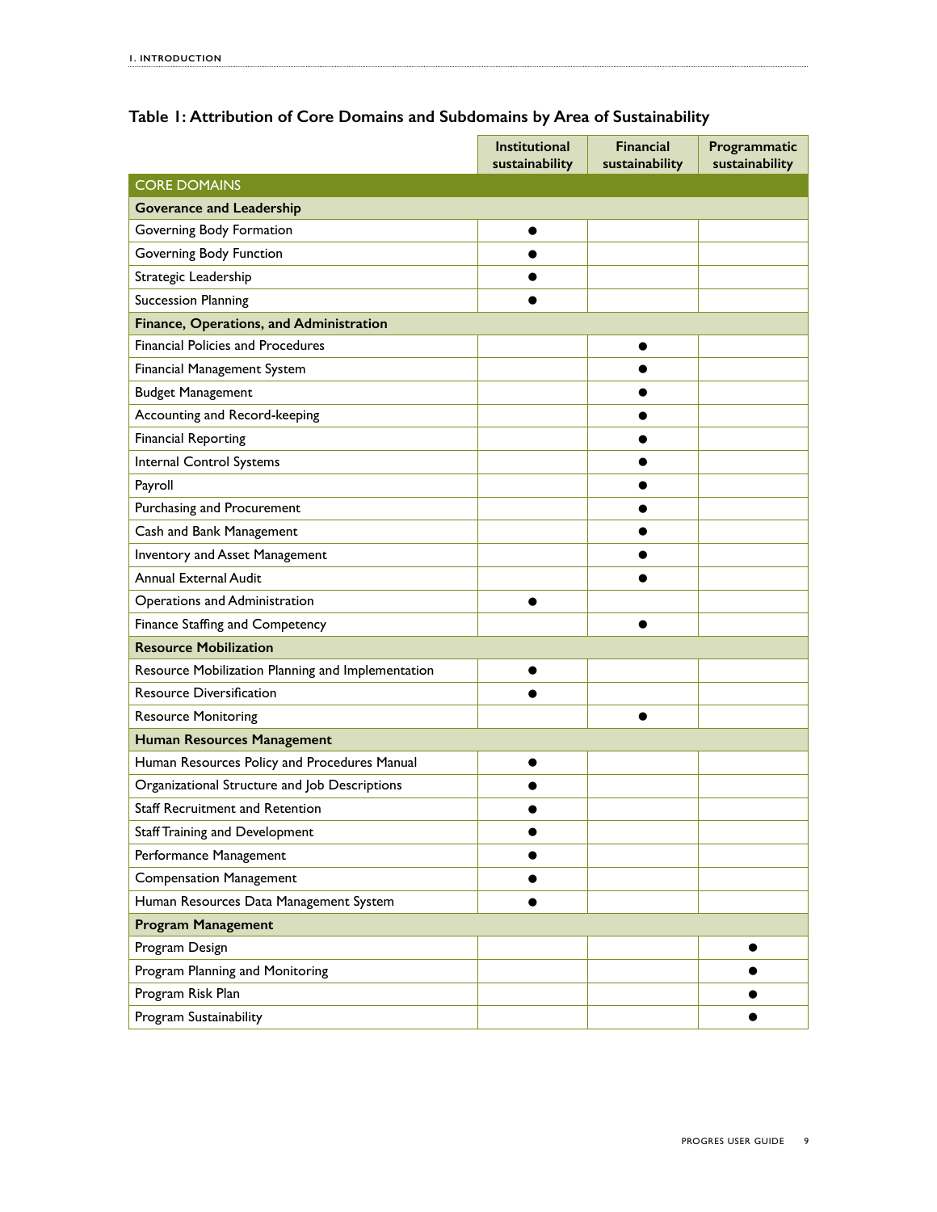**Table 1: Attribution of Core Domains and Subdomains by Area of Sustainability**

| | Institutional sustainability | Financial sustainability | Programmatic sustainability |
|---|---|---|---|
| CORE DOMAINS | | | |
| **Goverance and Leadership** | | | |
| Governing Body Formation | ● | | |
| Governing Body Function | ● | | |
| Strategic Leadership | ● | | |
| Succession Planning | ● | | |
| **Finance, Operations, and Administration** | | | |
| Financial Policies and Procedures | | ● | |
| Financial Management System | | ● | |
| Budget Management | | ● | |
| Accounting and Record-keeping | | ● | |
| Financial Reporting | | ● | |
| Internal Control Systems | | ● | |
| Payroll | | ● | |
| Purchasing and Procurement | | ● | |
| Cash and Bank Management | | ● | |
| Inventory and Asset Management | | ● | |
| Annual External Audit | | ● | |
| Operations and Administration | ● | | |
| Finance Staffing and Competency | | ● | |
| **Resource Mobilization** | | | |
| Resource Mobilization Planning and Implementation | ● | | |
| Resource Diversification | ● | | |
| Resource Monitoring | | ● | |
| **Human Resources Management** | | | |
| Human Resources Policy and Procedures Manual | ● | | |
| Organizational Structure and Job Descriptions | ● | | |
| Staff Recruitment and Retention | ● | | |
| Staff Training and Development | ● | | |
| Performance Management | ● | | |
| Compensation Management | ● | | |
| Human Resources Data Management System | ● | | |
| **Program Management** | | | |
| Program Design | | | ● |
| Program Planning and Monitoring | | | ● |
| Program Risk Plan | | | ● |
| Program Sustainability | | | ● |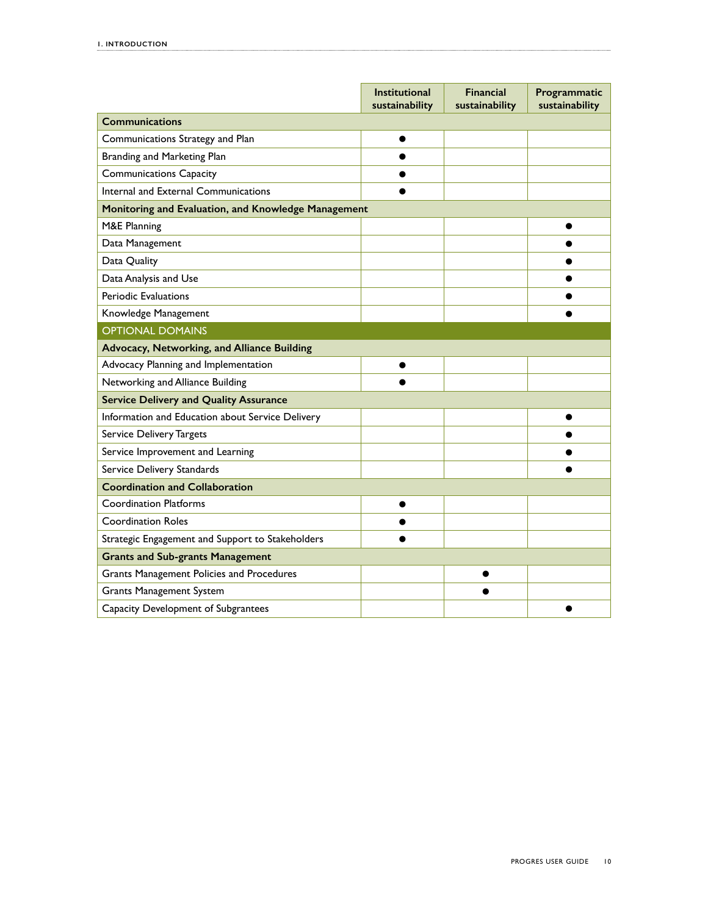| | Institutional sustainability | Financial sustainability | Programmatic sustainability |
|---|---|---|---|
| **Communications** | | | |
| Communications Strategy and Plan | ● | | |
| Branding and Marketing Plan | ● | | |
| Communications Capacity | ● | | |
| Internal and External Communications | ● | | |
| **Monitoring and Evaluation, and Knowledge Management** | | | |
| M&E Planning | | | ● |
| Data Management | | | ● |
| Data Quality | | | ● |
| Data Analysis and Use | | | ● |
| Periodic Evaluations | | | ● |
| Knowledge Management | | | ● |
| OPTIONAL DOMAINS | | | |
| **Advocacy, Networking, and Alliance Building** | | | |
| Advocacy Planning and Implementation | ● | | |
| Networking and Alliance Building | ● | | |
| **Service Delivery and Quality Assurance** | | | |
| Information and Education about Service Delivery | | | ● |
| Service Delivery Targets | | | ● |
| Service Improvement and Learning | | | ● |
| Service Delivery Standards | | | ● |
| **Coordination and Collaboration** | | | |
| Coordination Platforms | ● | | |
| Coordination Roles | ● | | |
| Strategic Engagement and Support to Stakeholders | ● | | |
| **Grants and Sub-grants Management** | | | |
| Grants Management Policies and Procedures | | ● | |
| Grants Management System | | ● | |
| Capacity Development of Subgrantees | | | ● |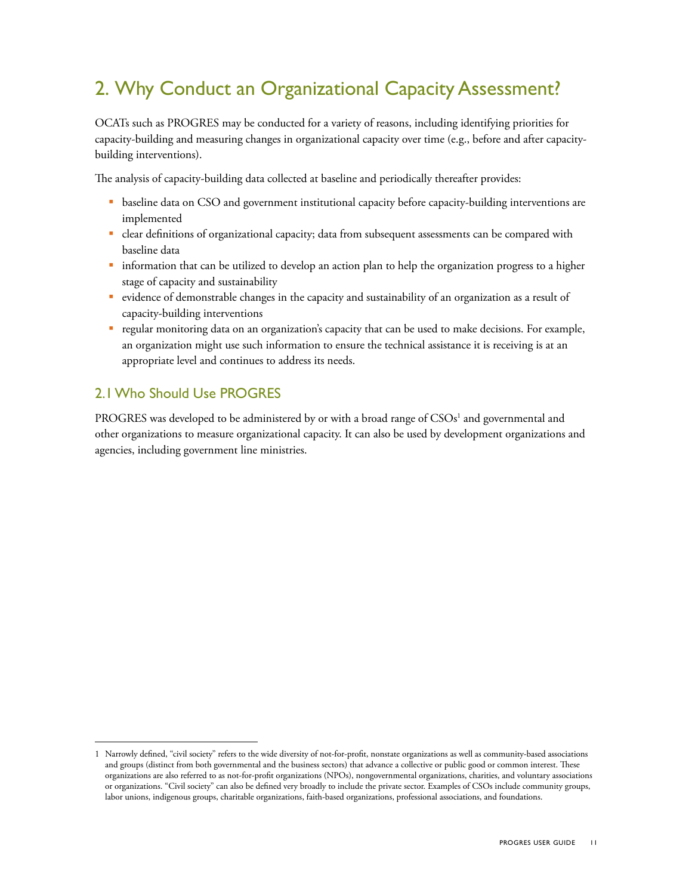## 2. Why Conduct an Organizational Capacity Assessment?

OCATs such as PROGRES may be conducted for a variety of reasons, including identifying priorities for capacity-building and measuring changes in organizational capacity over time (e.g., before and after capacity-building interventions).

The analysis of capacity-building data collected at baseline and periodically thereafter provides:

- baseline data on CSO and government institutional capacity before capacity-building interventions are implemented
- clear definitions of organizational capacity; data from subsequent assessments can be compared with baseline data
- information that can be utilized to develop an action plan to help the organization progress to a higher stage of capacity and sustainability
- evidence of demonstrable changes in the capacity and sustainability of an organization as a result of capacity-building interventions
- regular monitoring data on an organization's capacity that can be used to make decisions. For example, an organization might use such information to ensure the technical assistance it is receiving is at an appropriate level and continues to address its needs.

### 2.1 Who Should Use PROGRES

PROGRES was developed to be administered by or with a broad range of CSOs[1] and governmental and other organizations to measure organizational capacity. It can also be used by development organizations and agencies, including government line ministries.

---

1 Narrowly defined, "civil society" refers to the wide diversity of not-for-profit, nonstate organizations as well as community-based associations and groups (distinct from both governmental and the business sectors) that advance a collective or public good or common interest. These organizations are also referred to as not-for-profit organizations (NPOs), nongovernmental organizations, charities, and voluntary associations or organizations. "Civil society" can also be defined very broadly to include the private sector. Examples of CSOs include community groups, labor unions, indigenous groups, charitable organizations, faith-based organizations, professional associations, and foundations.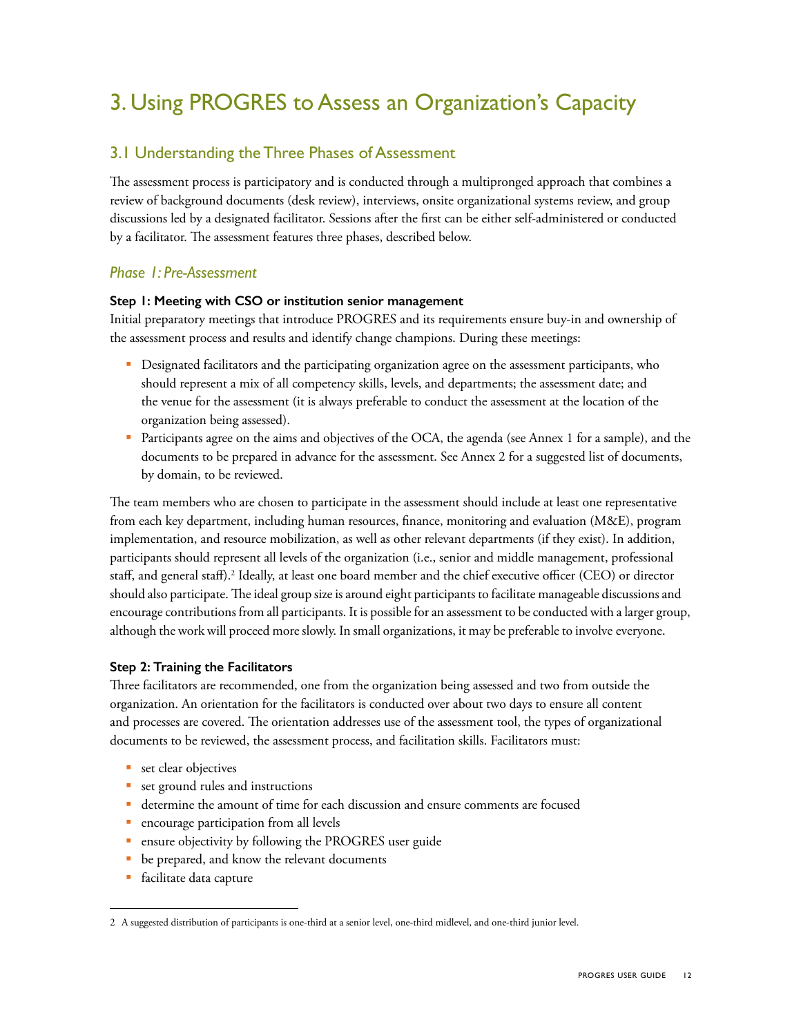# 3. Using PROGRES to Assess an Organization's Capacity

## 3.1 Understanding the Three Phases of Assessment

The assessment process is participatory and is conducted through a multipronged approach that combines a review of background documents (desk review), interviews, onsite organizational systems review, and group discussions led by a designated facilitator. Sessions after the first can be either self-administered or conducted by a facilitator. The assessment features three phases, described below.

### *Phase 1: Pre-Assessment*

**Step 1: Meeting with CSO or institution senior management**

Initial preparatory meetings that introduce PROGRES and its requirements ensure buy-in and ownership of the assessment process and results and identify change champions. During these meetings:

- Designated facilitators and the participating organization agree on the assessment participants, who should represent a mix of all competency skills, levels, and departments; the assessment date; and the venue for the assessment (it is always preferable to conduct the assessment at the location of the organization being assessed).
- Participants agree on the aims and objectives of the OCA, the agenda (see Annex 1 for a sample), and the documents to be prepared in advance for the assessment. See Annex 2 for a suggested list of documents, by domain, to be reviewed.

The team members who are chosen to participate in the assessment should include at least one representative from each key department, including human resources, finance, monitoring and evaluation (M&E), program implementation, and resource mobilization, as well as other relevant departments (if they exist). In addition, participants should represent all levels of the organization (i.e., senior and middle management, professional staff, and general staff).[2] Ideally, at least one board member and the chief executive officer (CEO) or director should also participate. The ideal group size is around eight participants to facilitate manageable discussions and encourage contributions from all participants. It is possible for an assessment to be conducted with a larger group, although the work will proceed more slowly. In small organizations, it may be preferable to involve everyone.

**Step 2: Training the Facilitators**

Three facilitators are recommended, one from the organization being assessed and two from outside the organization. An orientation for the facilitators is conducted over about two days to ensure all content and processes are covered. The orientation addresses use of the assessment tool, the types of organizational documents to be reviewed, the assessment process, and facilitation skills. Facilitators must:

- set clear objectives
- set ground rules and instructions
- determine the amount of time for each discussion and ensure comments are focused
- encourage participation from all levels
- ensure objectivity by following the PROGRES user guide
- be prepared, and know the relevant documents
- facilitate data capture

---

2 A suggested distribution of participants is one-third at a senior level, one-third midlevel, and one-third junior level.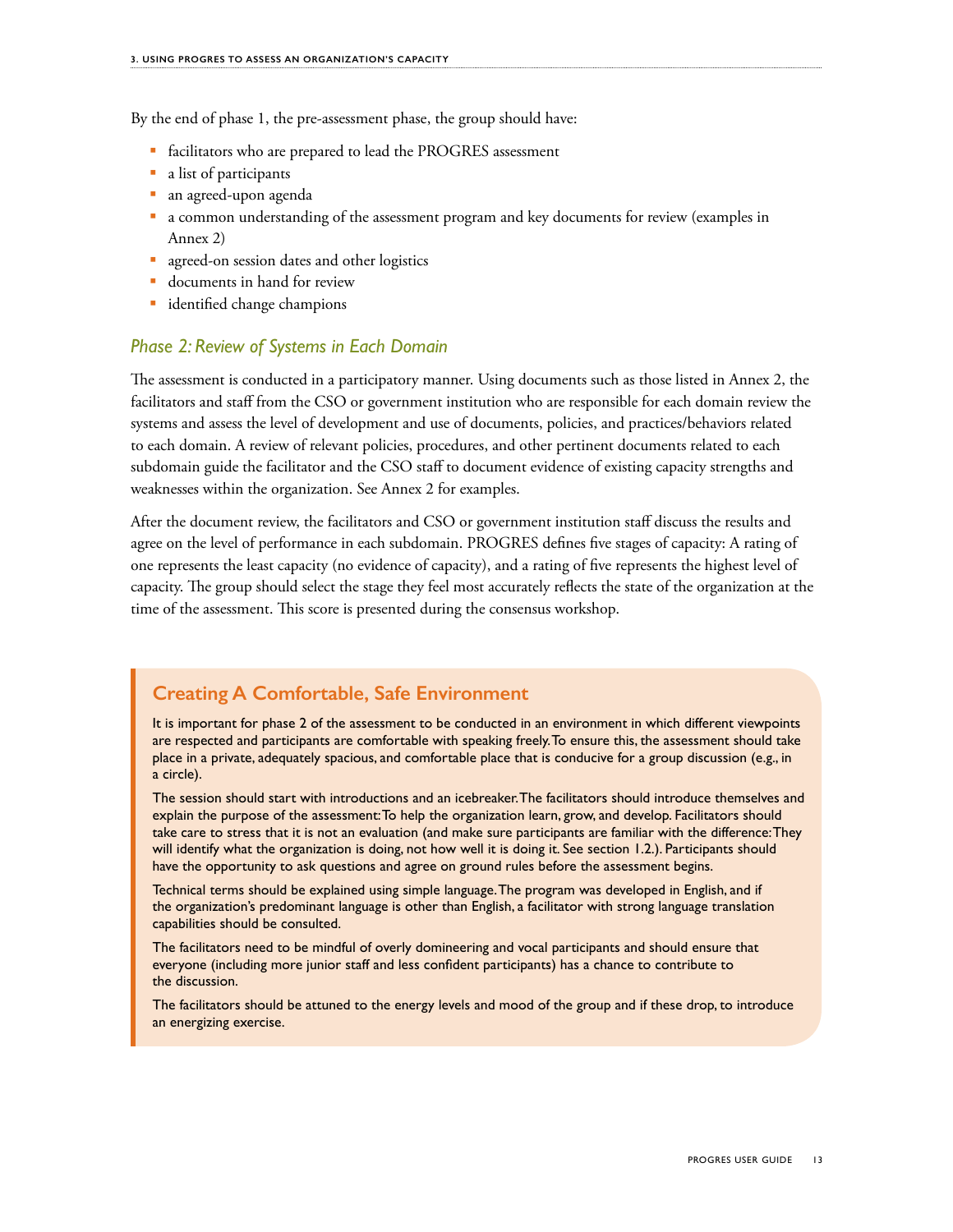By the end of phase 1, the pre-assessment phase, the group should have:

- facilitators who are prepared to lead the PROGRES assessment
- a list of participants
- an agreed-upon agenda
- a common understanding of the assessment program and key documents for review (examples in Annex 2)
- agreed-on session dates and other logistics
- documents in hand for review
- identified change champions

### *Phase 2: Review of Systems in Each Domain*

The assessment is conducted in a participatory manner. Using documents such as those listed in Annex 2, the facilitators and staff from the CSO or government institution who are responsible for each domain review the systems and assess the level of development and use of documents, policies, and practices/behaviors related to each domain. A review of relevant policies, procedures, and other pertinent documents related to each subdomain guide the facilitator and the CSO staff to document evidence of existing capacity strengths and weaknesses within the organization. See Annex 2 for examples.

After the document review, the facilitators and CSO or government institution staff discuss the results and agree on the level of performance in each subdomain. PROGRES defines five stages of capacity: A rating of one represents the least capacity (no evidence of capacity), and a rating of five represents the highest level of capacity. The group should select the stage they feel most accurately reflects the state of the organization at the time of the assessment. This score is presented during the consensus workshop.

### Creating A Comfortable, Safe Environment

It is important for phase 2 of the assessment to be conducted in an environment in which different viewpoints are respected and participants are comfortable with speaking freely. To ensure this, the assessment should take place in a private, adequately spacious, and comfortable place that is conducive for a group discussion (e.g., in a circle).

The session should start with introductions and an icebreaker. The facilitators should introduce themselves and explain the purpose of the assessment: To help the organization learn, grow, and develop. Facilitators should take care to stress that it is not an evaluation (and make sure participants are familiar with the difference: They will identify what the organization is doing, not how well it is doing it. See section 1.2.). Participants should have the opportunity to ask questions and agree on ground rules before the assessment begins.

Technical terms should be explained using simple language. The program was developed in English, and if the organization's predominant language is other than English, a facilitator with strong language translation capabilities should be consulted.

The facilitators need to be mindful of overly domineering and vocal participants and should ensure that everyone (including more junior staff and less confident participants) has a chance to contribute to the discussion.

The facilitators should be attuned to the energy levels and mood of the group and if these drop, to introduce an energizing exercise.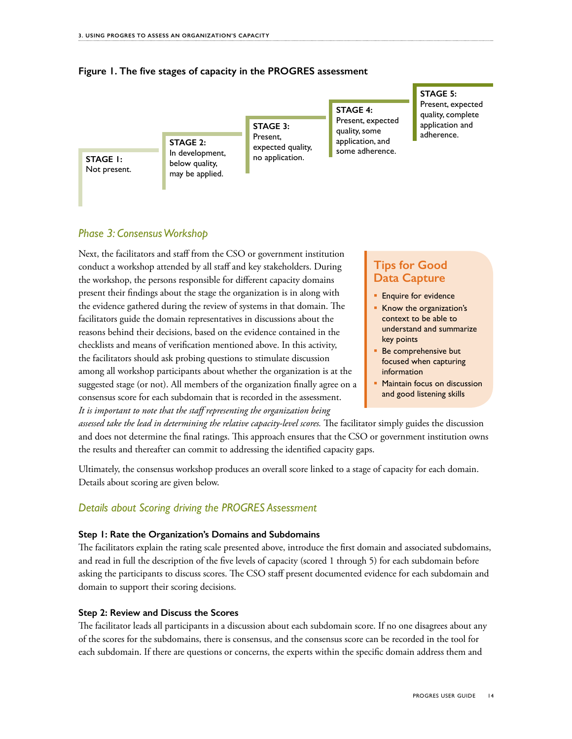**Figure 1. The five stages of capacity in the PROGRES assessment**

**STAGE 1:** Not present.

**STAGE 2:** In development, below quality, may be applied.

**STAGE 3:** Present, expected quality, no application.

**STAGE 4:** Present, expected quality, some application, and some adherence.

**STAGE 5:** Present, expected quality, complete application and adherence.

## *Phase 3: Consensus Workshop*

Next, the facilitators and staff from the CSO or government institution conduct a workshop attended by all staff and key stakeholders. During the workshop, the persons responsible for different capacity domains present their findings about the stage the organization is in along with the evidence gathered during the review of systems in that domain. The facilitators guide the domain representatives in discussions about the reasons behind their decisions, based on the evidence contained in the checklists and means of verification mentioned above. In this activity, the facilitators should ask probing questions to stimulate discussion among all workshop participants about whether the organization is at the suggested stage (or not). All members of the organization finally agree on a consensus score for each subdomain that is recorded in the assessment. *It is important to note that the staff representing the organization being assessed take the lead in determining the relative capacity-level scores.* The facilitator simply guides the discussion and does not determine the final ratings. This approach ensures that the CSO or government institution owns the results and thereafter can commit to addressing the identified capacity gaps.

> **Tips for Good Data Capture**
>
> - Enquire for evidence
> - Know the organization's context to be able to understand and summarize key points
> - Be comprehensive but focused when capturing information
> - Maintain focus on discussion and good listening skills

Ultimately, the consensus workshop produces an overall score linked to a stage of capacity for each domain. Details about scoring are given below.

## *Details about Scoring driving the PROGRES Assessment*

### Step 1: Rate the Organization's Domains and Subdomains

The facilitators explain the rating scale presented above, introduce the first domain and associated subdomains, and read in full the description of the five levels of capacity (scored 1 through 5) for each subdomain before asking the participants to discuss scores. The CSO staff present documented evidence for each subdomain and domain to support their scoring decisions.

### Step 2: Review and Discuss the Scores

The facilitator leads all participants in a discussion about each subdomain score. If no one disagrees about any of the scores for the subdomains, there is consensus, and the consensus score can be recorded in the tool for each subdomain. If there are questions or concerns, the experts within the specific domain address them and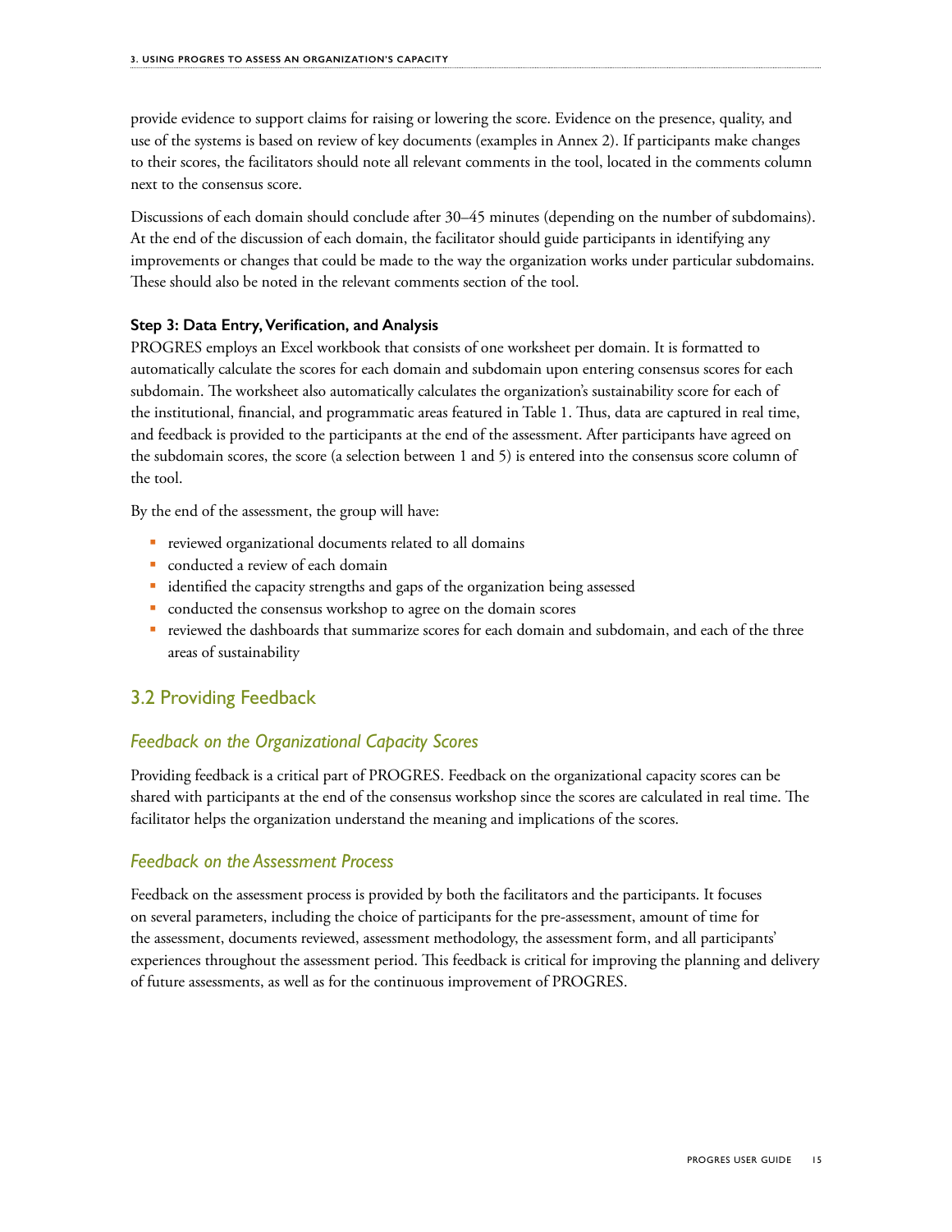provide evidence to support claims for raising or lowering the score. Evidence on the presence, quality, and use of the systems is based on review of key documents (examples in Annex 2). If participants make changes to their scores, the facilitators should note all relevant comments in the tool, located in the comments column next to the consensus score.

Discussions of each domain should conclude after 30–45 minutes (depending on the number of subdomains). At the end of the discussion of each domain, the facilitator should guide participants in identifying any improvements or changes that could be made to the way the organization works under particular subdomains. These should also be noted in the relevant comments section of the tool.

**Step 3: Data Entry, Verification, and Analysis**

PROGRES employs an Excel workbook that consists of one worksheet per domain. It is formatted to automatically calculate the scores for each domain and subdomain upon entering consensus scores for each subdomain. The worksheet also automatically calculates the organization's sustainability score for each of the institutional, financial, and programmatic areas featured in Table 1. Thus, data are captured in real time, and feedback is provided to the participants at the end of the assessment. After participants have agreed on the subdomain scores, the score (a selection between 1 and 5) is entered into the consensus score column of the tool.

By the end of the assessment, the group will have:

- reviewed organizational documents related to all domains
- conducted a review of each domain
- identified the capacity strengths and gaps of the organization being assessed
- conducted the consensus workshop to agree on the domain scores
- reviewed the dashboards that summarize scores for each domain and subdomain, and each of the three areas of sustainability

## 3.2 Providing Feedback

### *Feedback on the Organizational Capacity Scores*

Providing feedback is a critical part of PROGRES. Feedback on the organizational capacity scores can be shared with participants at the end of the consensus workshop since the scores are calculated in real time. The facilitator helps the organization understand the meaning and implications of the scores.

### *Feedback on the Assessment Process*

Feedback on the assessment process is provided by both the facilitators and the participants. It focuses on several parameters, including the choice of participants for the pre-assessment, amount of time for the assessment, documents reviewed, assessment methodology, the assessment form, and all participants' experiences throughout the assessment period. This feedback is critical for improving the planning and delivery of future assessments, as well as for the continuous improvement of PROGRES.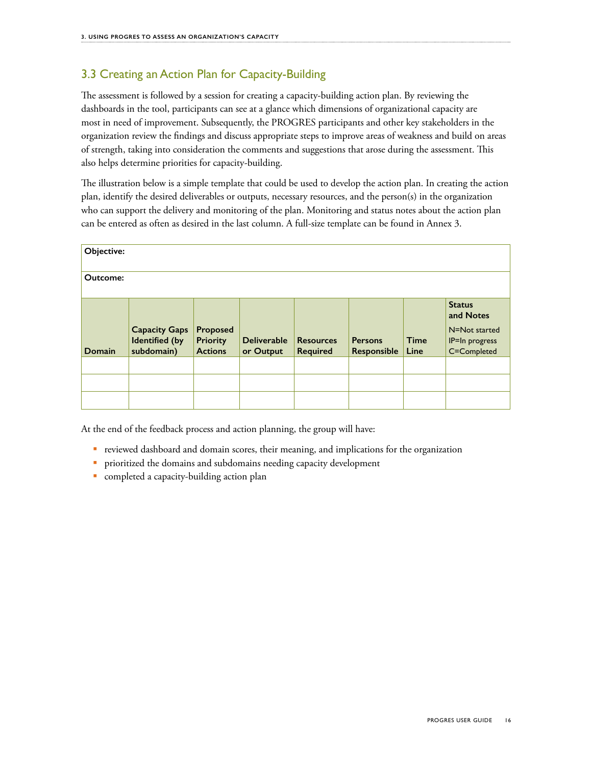## 3.3 Creating an Action Plan for Capacity-Building

The assessment is followed by a session for creating a capacity-building action plan. By reviewing the dashboards in the tool, participants can see at a glance which dimensions of organizational capacity are most in need of improvement. Subsequently, the PROGRES participants and other key stakeholders in the organization review the findings and discuss appropriate steps to improve areas of weakness and build on areas of strength, taking into consideration the comments and suggestions that arose during the assessment. This also helps determine priorities for capacity-building.

The illustration below is a simple template that could be used to develop the action plan. In creating the action plan, identify the desired deliverables or outputs, necessary resources, and the person(s) in the organization who can support the delivery and monitoring of the plan. Monitoring and status notes about the action plan can be entered as often as desired in the last column. A full-size template can be found in Annex 3.

| **Objective:** | | | | | | | |
|---|---|---|---|---|---|---|---|
| **Outcome:** | | | | | | | |
| **Domain** | **Capacity Gaps Identified (by subdomain)** | **Proposed Priority Actions** | **Deliverable or Output** | **Resources Required** | **Persons Responsible** | **Time Line** | **Status and Notes** N=Not started IP=In progress C=Completed |
| | | | | | | | |
| | | | | | | | |
| | | | | | | | |

At the end of the feedback process and action planning, the group will have:

- reviewed dashboard and domain scores, their meaning, and implications for the organization
- prioritized the domains and subdomains needing capacity development
- completed a capacity-building action plan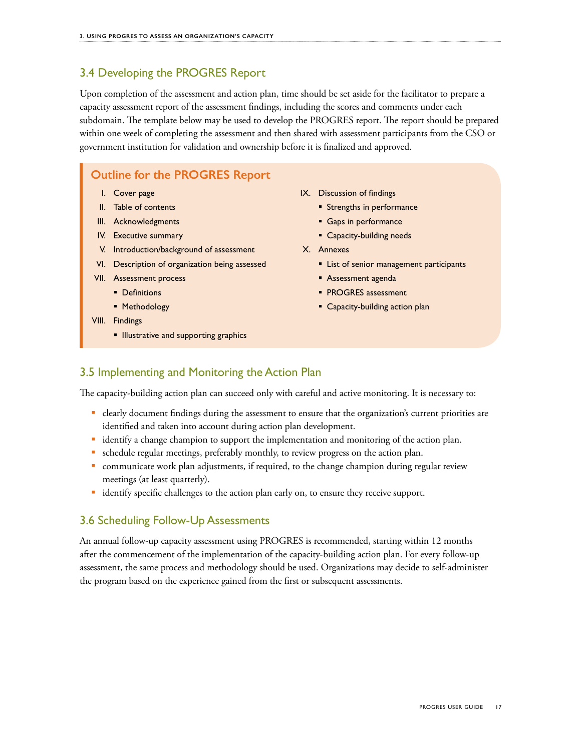## 3.4 Developing the PROGRES Report

Upon completion of the assessment and action plan, time should be set aside for the facilitator to prepare a capacity assessment report of the assessment findings, including the scores and comments under each subdomain. The template below may be used to develop the PROGRES report. The report should be prepared within one week of completing the assessment and then shared with assessment participants from the CSO or government institution for validation and ownership before it is finalized and approved.

### Outline for the PROGRES Report

I. Cover page

II. Table of contents

III. Acknowledgments

IV. Executive summary

V. Introduction/background of assessment

VI. Description of organization being assessed

VII. Assessment process
- Definitions
- Methodology

VIII. Findings
- Illustrative and supporting graphics

IX. Discussion of findings
- Strengths in performance
- Gaps in performance
- Capacity-building needs

X. Annexes
- List of senior management participants
- Assessment agenda
- PROGRES assessment
- Capacity-building action plan

## 3.5 Implementing and Monitoring the Action Plan

The capacity-building action plan can succeed only with careful and active monitoring. It is necessary to:

- clearly document findings during the assessment to ensure that the organization's current priorities are identified and taken into account during action plan development.
- identify a change champion to support the implementation and monitoring of the action plan.
- schedule regular meetings, preferably monthly, to review progress on the action plan.
- communicate work plan adjustments, if required, to the change champion during regular review meetings (at least quarterly).
- identify specific challenges to the action plan early on, to ensure they receive support.

## 3.6 Scheduling Follow-Up Assessments

An annual follow-up capacity assessment using PROGRES is recommended, starting within 12 months after the commencement of the implementation of the capacity-building action plan. For every follow-up assessment, the same process and methodology should be used. Organizations may decide to self-administer the program based on the experience gained from the first or subsequent assessments.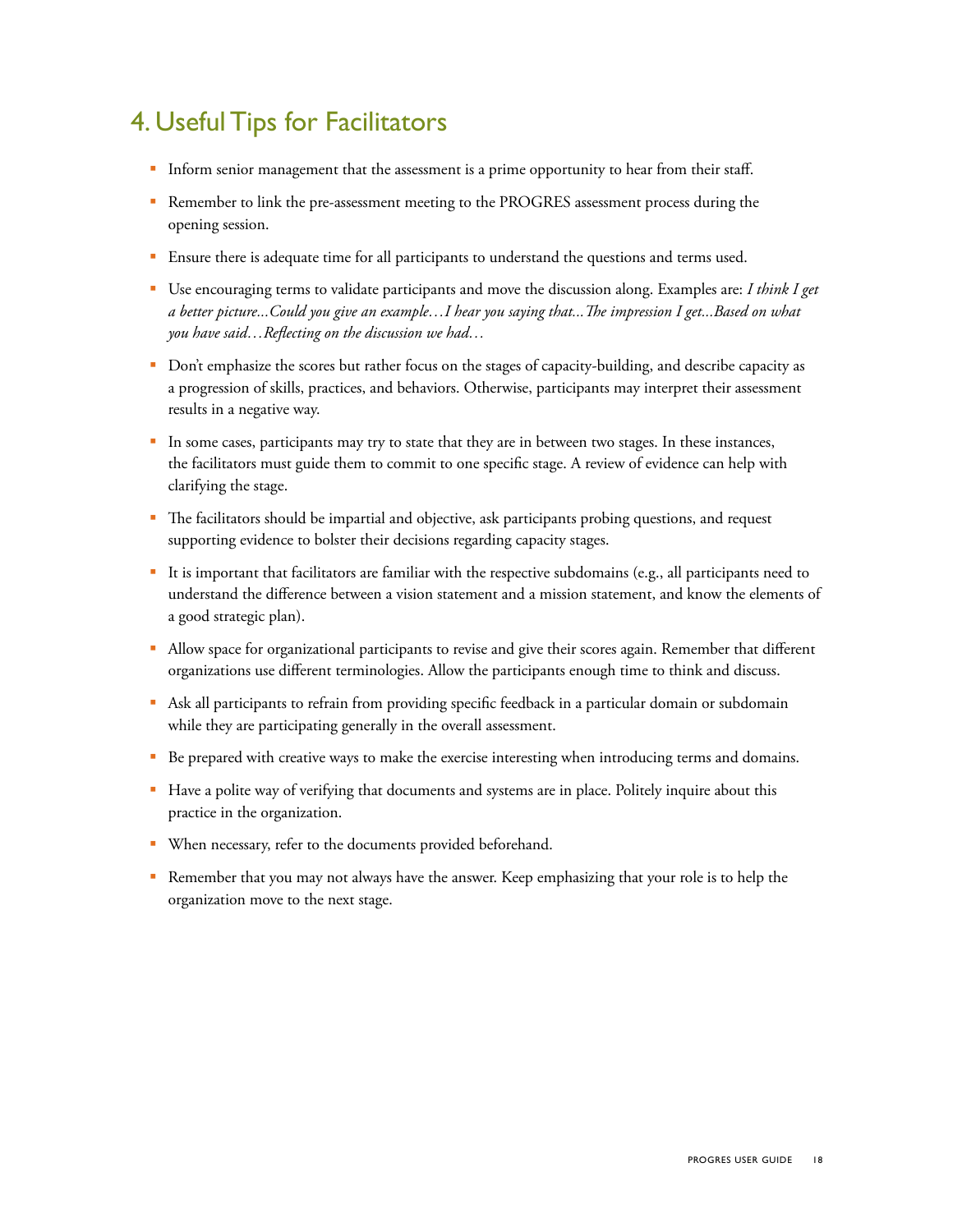## 4. Useful Tips for Facilitators

- Inform senior management that the assessment is a prime opportunity to hear from their staff.
- Remember to link the pre-assessment meeting to the PROGRES assessment process during the opening session.
- Ensure there is adequate time for all participants to understand the questions and terms used.
- Use encouraging terms to validate participants and move the discussion along. Examples are: *I think I get a better picture...Could you give an example…I hear you saying that...The impression I get...Based on what you have said…Reflecting on the discussion we had…*
- Don't emphasize the scores but rather focus on the stages of capacity-building, and describe capacity as a progression of skills, practices, and behaviors. Otherwise, participants may interpret their assessment results in a negative way.
- In some cases, participants may try to state that they are in between two stages. In these instances, the facilitators must guide them to commit to one specific stage. A review of evidence can help with clarifying the stage.
- The facilitators should be impartial and objective, ask participants probing questions, and request supporting evidence to bolster their decisions regarding capacity stages.
- It is important that facilitators are familiar with the respective subdomains (e.g., all participants need to understand the difference between a vision statement and a mission statement, and know the elements of a good strategic plan).
- Allow space for organizational participants to revise and give their scores again. Remember that different organizations use different terminologies. Allow the participants enough time to think and discuss.
- Ask all participants to refrain from providing specific feedback in a particular domain or subdomain while they are participating generally in the overall assessment.
- Be prepared with creative ways to make the exercise interesting when introducing terms and domains.
- Have a polite way of verifying that documents and systems are in place. Politely inquire about this practice in the organization.
- When necessary, refer to the documents provided beforehand.
- Remember that you may not always have the answer. Keep emphasizing that your role is to help the organization move to the next stage.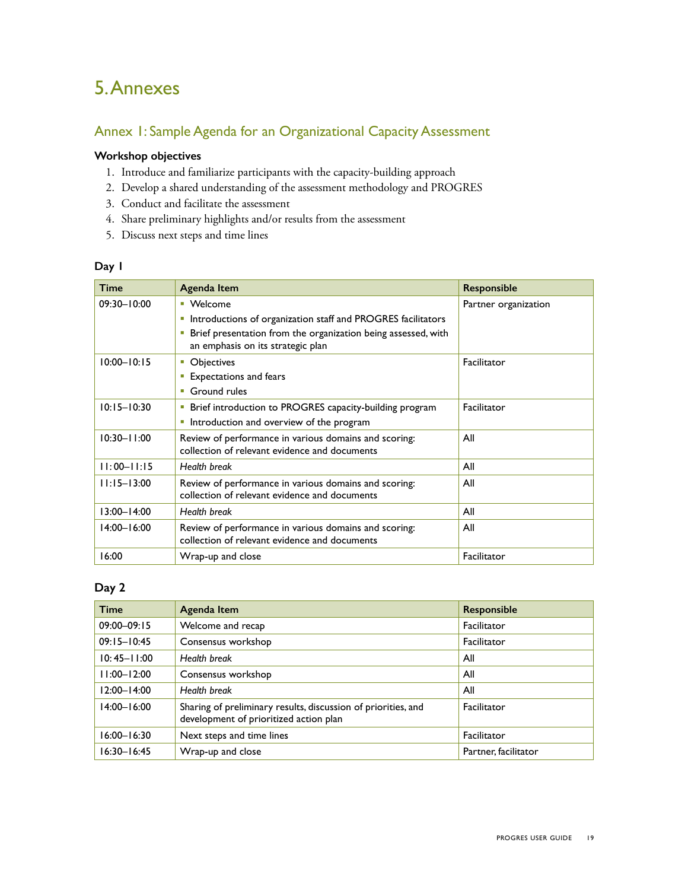# 5. Annexes

## Annex 1: Sample Agenda for an Organizational Capacity Assessment

**Workshop objectives**

1. Introduce and familiarize participants with the capacity-building approach
2. Develop a shared understanding of the assessment methodology and PROGRES
3. Conduct and facilitate the assessment
4. Share preliminary highlights and/or results from the assessment
5. Discuss next steps and time lines

### Day 1

| Time | Agenda Item | Responsible |
|---|---|---|
| 09:30–10:00 | ▪ Welcome<br>▪ Introductions of organization staff and PROGRES facilitators<br>▪ Brief presentation from the organization being assessed, with an emphasis on its strategic plan | Partner organization |
| 10:00–10:15 | ▪ Objectives<br>▪ Expectations and fears<br>▪ Ground rules | Facilitator |
| 10:15–10:30 | ▪ Brief introduction to PROGRES capacity-building program<br>▪ Introduction and overview of the program | Facilitator |
| 10:30–11:00 | Review of performance in various domains and scoring: collection of relevant evidence and documents | All |
| 11:00–11:15 | *Health break* | All |
| 11:15–13:00 | Review of performance in various domains and scoring: collection of relevant evidence and documents | All |
| 13:00–14:00 | *Health break* | All |
| 14:00–16:00 | Review of performance in various domains and scoring: collection of relevant evidence and documents | All |
| 16:00 | Wrap-up and close | Facilitator |

### Day 2

| Time | Agenda Item | Responsible |
|---|---|---|
| 09:00–09:15 | Welcome and recap | Facilitator |
| 09:15–10:45 | Consensus workshop | Facilitator |
| 10: 45–11:00 | *Health break* | All |
| 11:00–12:00 | Consensus workshop | All |
| 12:00–14:00 | *Health break* | All |
| 14:00–16:00 | Sharing of preliminary results, discussion of priorities, and development of prioritized action plan | Facilitator |
| 16:00–16:30 | Next steps and time lines | Facilitator |
| 16:30–16:45 | Wrap-up and close | Partner, facilitator |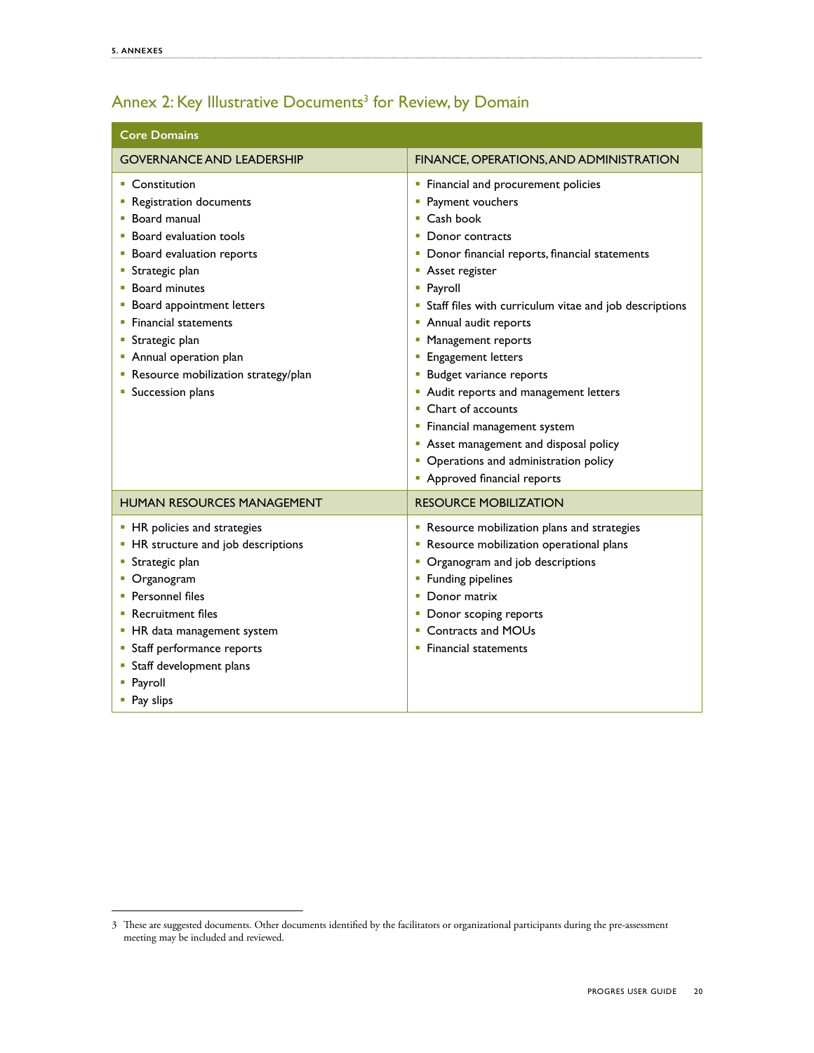## Annex 2: Key Illustrative Documents[3] for Review, by Domain

**Core Domains**

| GOVERNANCE AND LEADERSHIP | FINANCE, OPERATIONS, AND ADMINISTRATION |
|---|---|
| ▪ Constitution<br>▪ Registration documents<br>▪ Board manual<br>▪ Board evaluation tools<br>▪ Board evaluation reports<br>▪ Strategic plan<br>▪ Board minutes<br>▪ Board appointment letters<br>▪ Financial statements<br>▪ Strategic plan<br>▪ Annual operation plan<br>▪ Resource mobilization strategy/plan<br>▪ Succession plans | ▪ Financial and procurement policies<br>▪ Payment vouchers<br>▪ Cash book<br>▪ Donor contracts<br>▪ Donor financial reports, financial statements<br>▪ Asset register<br>▪ Payroll<br>▪ Staff files with curriculum vitae and job descriptions<br>▪ Annual audit reports<br>▪ Management reports<br>▪ Engagement letters<br>▪ Budget variance reports<br>▪ Audit reports and management letters<br>▪ Chart of accounts<br>▪ Financial management system<br>▪ Asset management and disposal policy<br>▪ Operations and administration policy<br>▪ Approved financial reports |
| **HUMAN RESOURCES MANAGEMENT** | **RESOURCE MOBILIZATION** |
| ▪ HR policies and strategies<br>▪ HR structure and job descriptions<br>▪ Strategic plan<br>▪ Organogram<br>▪ Personnel files<br>▪ Recruitment files<br>▪ HR data management system<br>▪ Staff performance reports<br>▪ Staff development plans<br>▪ Payroll<br>▪ Pay slips | ▪ Resource mobilization plans and strategies<br>▪ Resource mobilization operational plans<br>▪ Organogram and job descriptions<br>▪ Funding pipelines<br>▪ Donor matrix<br>▪ Donor scoping reports<br>▪ Contracts and MOUs<br>▪ Financial statements |

---

[3] These are suggested documents. Other documents identified by the facilitators or organizational participants during the pre-assessment meeting may be included and reviewed.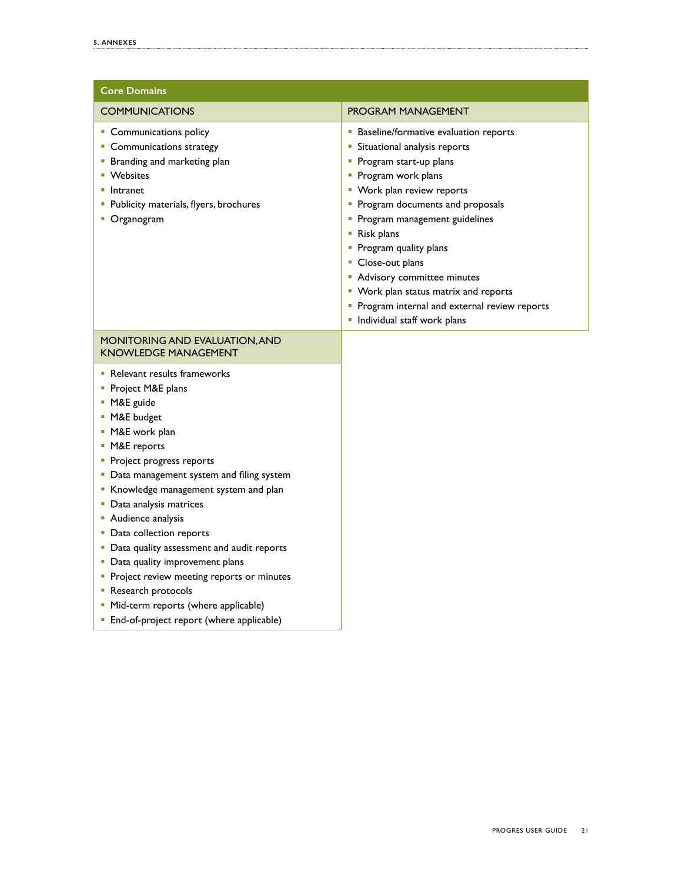## Core Domains

### COMMUNICATIONS

- Communications policy
- Communications strategy
- Branding and marketing plan
- Websites
- Intranet
- Publicity materials, flyers, brochures
- Organogram

### PROGRAM MANAGEMENT

- Baseline/formative evaluation reports
- Situational analysis reports
- Program start-up plans
- Program work plans
- Work plan review reports
- Program documents and proposals
- Program management guidelines
- Risk plans
- Program quality plans
- Close-out plans
- Advisory committee minutes
- Work plan status matrix and reports
- Program internal and external review reports
- Individual staff work plans

### MONITORING AND EVALUATION, AND KNOWLEDGE MANAGEMENT

- Relevant results frameworks
- Project M&E plans
- M&E guide
- M&E budget
- M&E work plan
- M&E reports
- Project progress reports
- Data management system and filing system
- Knowledge management system and plan
- Data analysis matrices
- Audience analysis
- Data collection reports
- Data quality assessment and audit reports
- Data quality improvement plans
- Project review meeting reports or minutes
- Research protocols
- Mid-term reports (where applicable)
- End-of-project report (where applicable)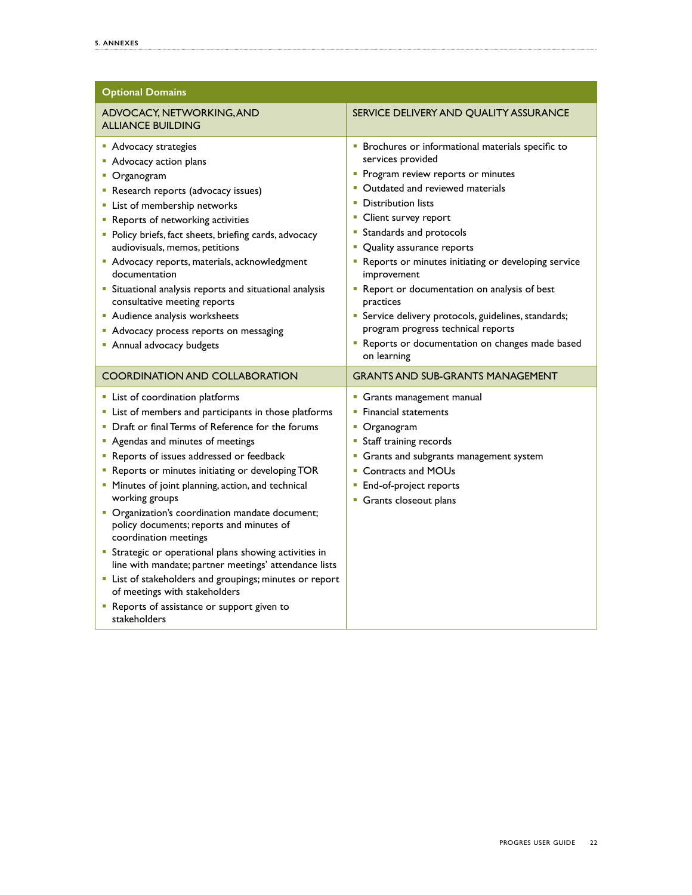| Optional Domains | |
|---|---|
| ADVOCACY, NETWORKING, AND ALLIANCE BUILDING | SERVICE DELIVERY AND QUALITY ASSURANCE |
| ▪ Advocacy strategies<br>▪ Advocacy action plans<br>▪ Organogram<br>▪ Research reports (advocacy issues)<br>▪ List of membership networks<br>▪ Reports of networking activities<br>▪ Policy briefs, fact sheets, briefing cards, advocacy audiovisuals, memos, petitions<br>▪ Advocacy reports, materials, acknowledgment documentation<br>▪ Situational analysis reports and situational analysis consultative meeting reports<br>▪ Audience analysis worksheets<br>▪ Advocacy process reports on messaging<br>▪ Annual advocacy budgets | ▪ Brochures or informational materials specific to services provided<br>▪ Program review reports or minutes<br>▪ Outdated and reviewed materials<br>▪ Distribution lists<br>▪ Client survey report<br>▪ Standards and protocols<br>▪ Quality assurance reports<br>▪ Reports or minutes initiating or developing service improvement<br>▪ Report or documentation on analysis of best practices<br>▪ Service delivery protocols, guidelines, standards; program progress technical reports<br>▪ Reports or documentation on changes made based on learning |
| COORDINATION AND COLLABORATION | GRANTS AND SUB-GRANTS MANAGEMENT |
| ▪ List of coordination platforms<br>▪ List of members and participants in those platforms<br>▪ Draft or final Terms of Reference for the forums<br>▪ Agendas and minutes of meetings<br>▪ Reports of issues addressed or feedback<br>▪ Reports or minutes initiating or developing TOR<br>▪ Minutes of joint planning, action, and technical working groups<br>▪ Organization's coordination mandate document; policy documents; reports and minutes of coordination meetings<br>▪ Strategic or operational plans showing activities in line with mandate; partner meetings' attendance lists<br>▪ List of stakeholders and groupings; minutes or report of meetings with stakeholders<br>▪ Reports of assistance or support given to stakeholders | ▪ Grants management manual<br>▪ Financial statements<br>▪ Organogram<br>▪ Staff training records<br>▪ Grants and subgrants management system<br>▪ Contracts and MOUs<br>▪ End-of-project reports<br>▪ Grants closeout plans |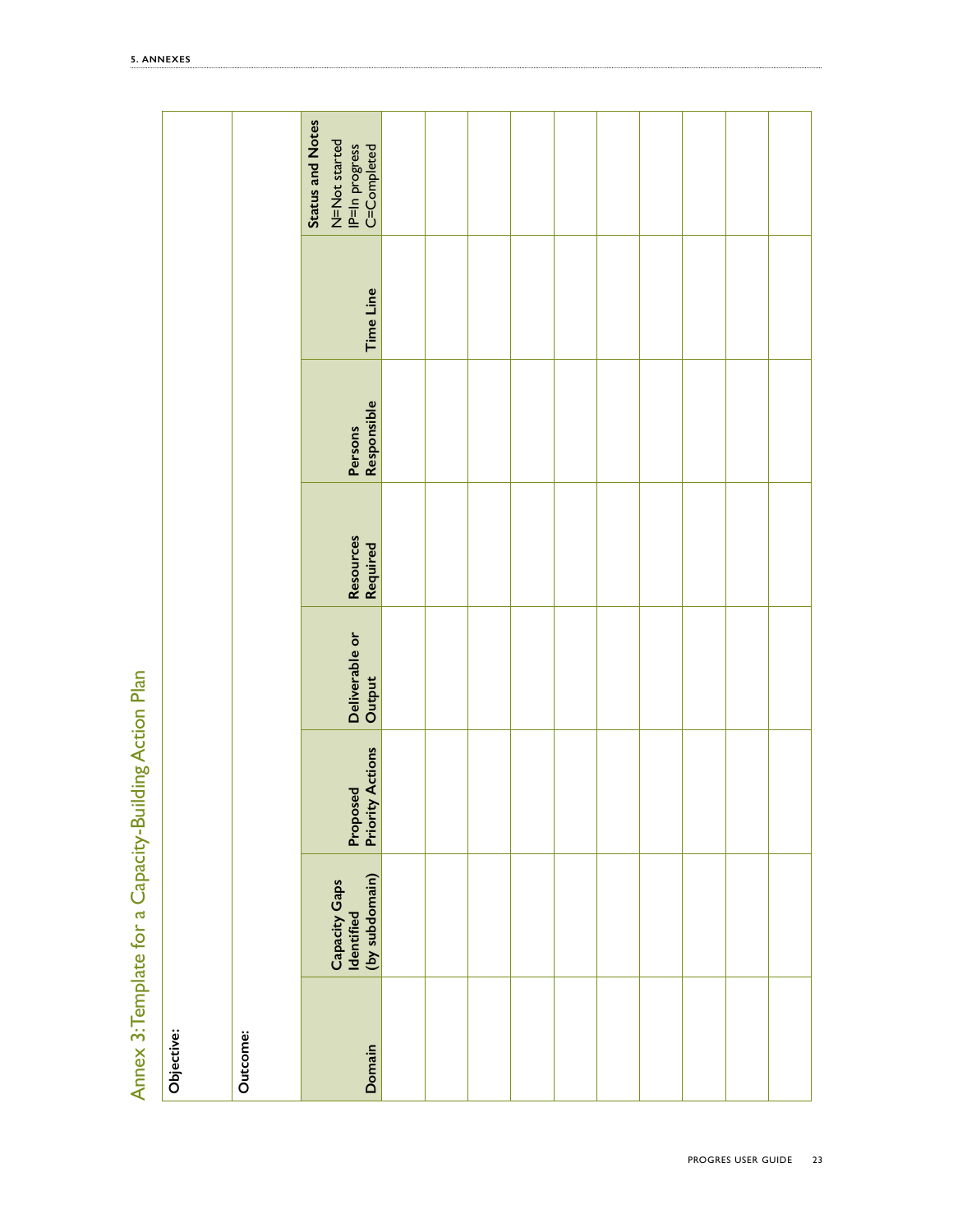# Annex 3: Template for a Capacity-Building Action Plan

**Objective:**

**Outcome:**

| **Domain** | **Capacity Gaps Identified (by subdomain)** | **Proposed Priority Actions** | **Deliverable or Output** | **Resources Required** | **Persons Responsible** | **Time Line** | **Status and Notes** N=Not started IP=In progress C=Completed |
|---|---|---|---|---|---|---|---|
| | | | | | | | |
| | | | | | | | |
| | | | | | | | |
| | | | | | | | |
| | | | | | | | |
| | | | | | | | |
| | | | | | | | |
| | | | | | | | |
| | | | | | | | |
| | | | | | | | |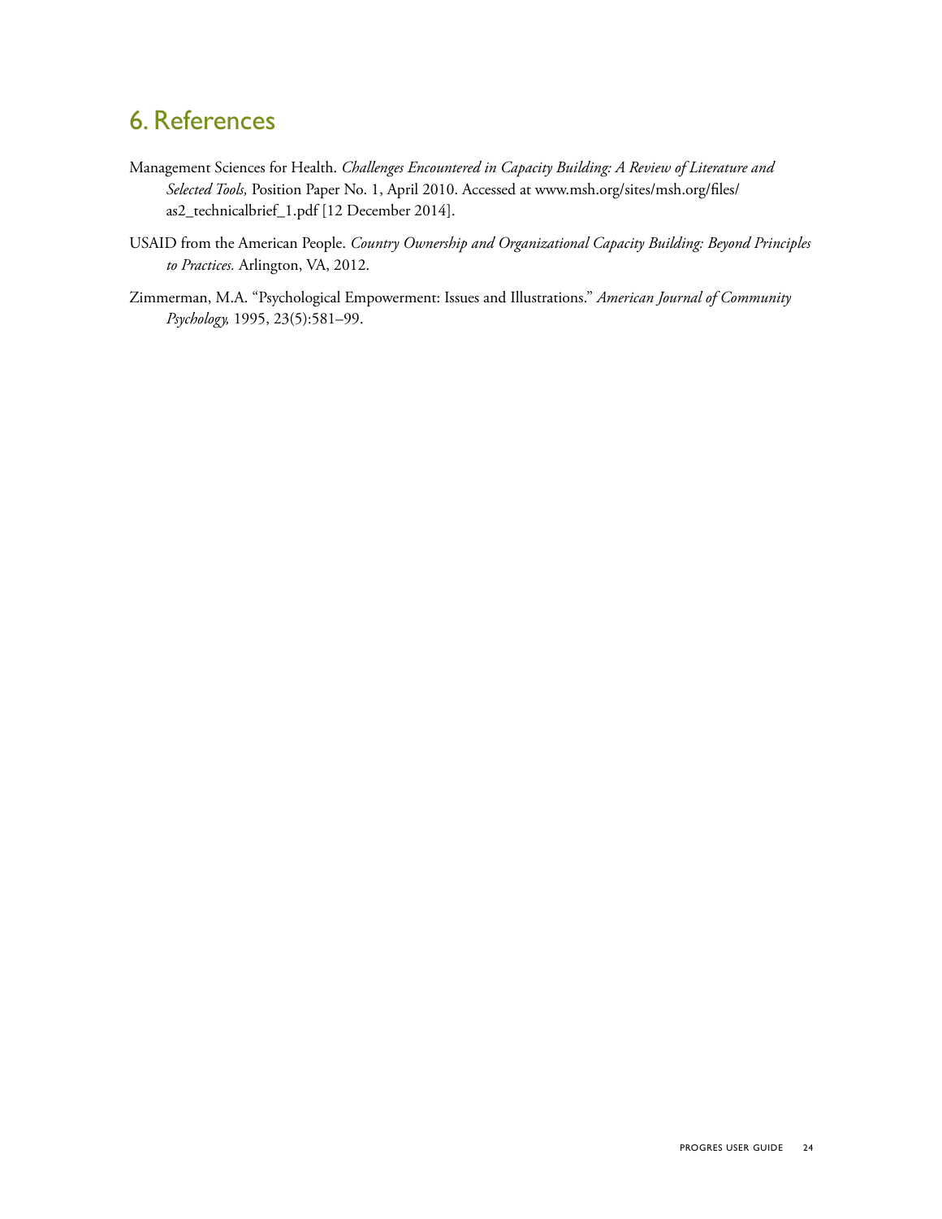# 6. References

Management Sciences for Health. *Challenges Encountered in Capacity Building: A Review of Literature and Selected Tools,* Position Paper No. 1, April 2010. Accessed at www.msh.org/sites/msh.org/files/as2_technicalbrief_1.pdf [12 December 2014].

USAID from the American People. *Country Ownership and Organizational Capacity Building: Beyond Principles to Practices.* Arlington, VA, 2012.

Zimmerman, M.A. "Psychological Empowerment: Issues and Illustrations." *American Journal of Community Psychology,* 1995, 23(5):581–99.